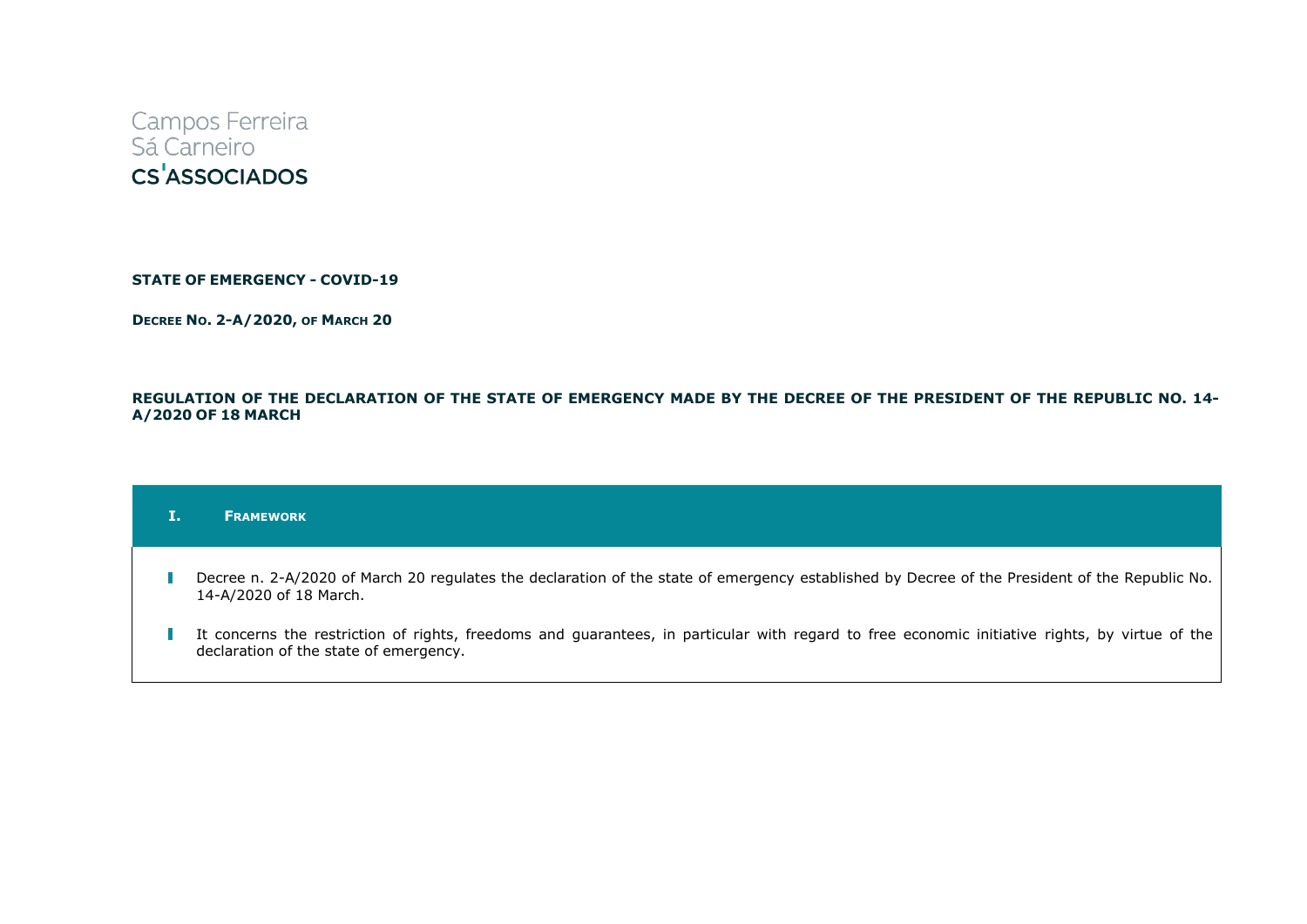Campos Ferreira
Sá Carneiro
CS'ASSOCIADOS

**STATE OF EMERGENCY - COVID-19**

**DECREE NO. 2-A/2020, OF MARCH 20**

**REGULATION OF THE DECLARATION OF THE STATE OF EMERGENCY MADE BY THE DECREE OF THE PRESIDENT OF THE REPUBLIC NO. 14-A/2020 OF 18 MARCH**

## I. FRAMEWORK

- Decree n. 2-A/2020 of March 20 regulates the declaration of the state of emergency established by Decree of the President of the Republic No. 14-A/2020 of 18 March.
- It concerns the restriction of rights, freedoms and guarantees, in particular with regard to free economic initiative rights, by virtue of the declaration of the state of emergency.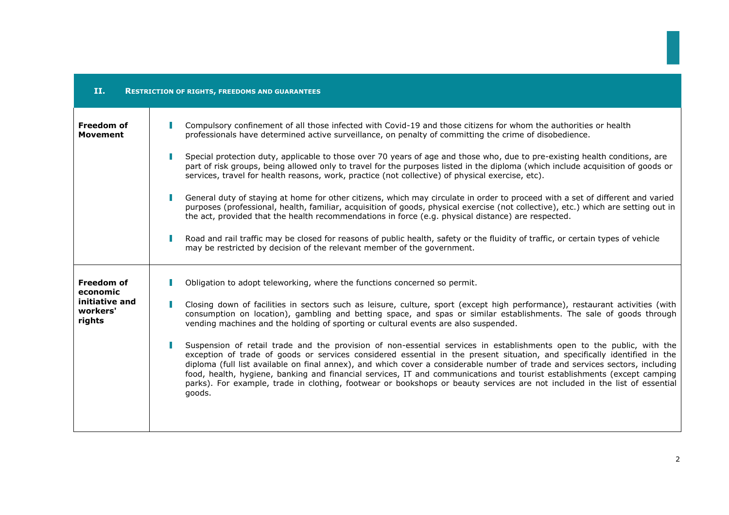## II. Restriction of rights, freedoms and guarantees

| Right | Restrictions |
| --- | --- |
| **Freedom of Movement** | ▌ Compulsory confinement of all those infected with Covid-19 and those citizens for whom the authorities or health professionals have determined active surveillance, on penalty of committing the crime of disobedience.<br><br>▌ Special protection duty, applicable to those over 70 years of age and those who, due to pre-existing health conditions, are part of risk groups, being allowed only to travel for the purposes listed in the diploma (which include acquisition of goods or services, travel for health reasons, work, practice (not collective) of physical exercise, etc).<br><br>▌ General duty of staying at home for other citizens, which may circulate in order to proceed with a set of different and varied purposes (professional, health, familiar, acquisition of goods, physical exercise (not collective), etc.) which are setting out in the act, provided that the health recommendations in force (e.g. physical distance) are respected.<br><br>▌ Road and rail traffic may be closed for reasons of public health, safety or the fluidity of traffic, or certain types of vehicle may be restricted by decision of the relevant member of the government. |
| **Freedom of economic initiative and workers' rights** | ▌ Obligation to adopt teleworking, where the functions concerned so permit.<br><br>▌ Closing down of facilities in sectors such as leisure, culture, sport (except high performance), restaurant activities (with consumption on location), gambling and betting space, and spas or similar establishments. The sale of goods through vending machines and the holding of sporting or cultural events are also suspended.<br><br>▌ Suspension of retail trade and the provision of non-essential services in establishments open to the public, with the exception of trade of goods or services considered essential in the present situation, and specifically identified in the diploma (full list available on final annex), and which cover a considerable number of trade and services sectors, including food, health, hygiene, banking and financial services, IT and communications and tourist establishments (except camping parks). For example, trade in clothing, footwear or bookshops or beauty services are not included in the list of essential goods. |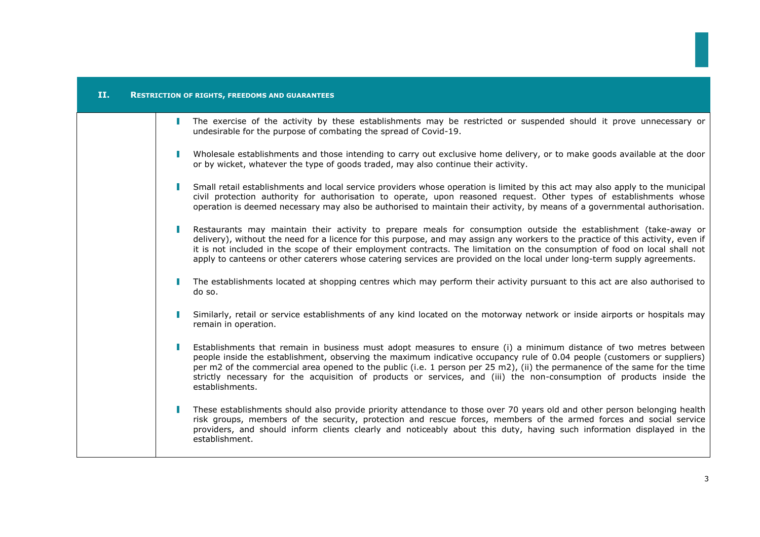## II. Restriction of rights, freedoms and guarantees

- The exercise of the activity by these establishments may be restricted or suspended should it prove unnecessary or undesirable for the purpose of combating the spread of Covid-19.

- Wholesale establishments and those intending to carry out exclusive home delivery, or to make goods available at the door or by wicket, whatever the type of goods traded, may also continue their activity.

- Small retail establishments and local service providers whose operation is limited by this act may also apply to the municipal civil protection authority for authorisation to operate, upon reasoned request. Other types of establishments whose operation is deemed necessary may also be authorised to maintain their activity, by means of a governmental authorisation.

- Restaurants may maintain their activity to prepare meals for consumption outside the establishment (take-away or delivery), without the need for a licence for this purpose, and may assign any workers to the practice of this activity, even if it is not included in the scope of their employment contracts. The limitation on the consumption of food on local shall not apply to canteens or other caterers whose catering services are provided on the local under long-term supply agreements.

- The establishments located at shopping centres which may perform their activity pursuant to this act are also authorised to do so.

- Similarly, retail or service establishments of any kind located on the motorway network or inside airports or hospitals may remain in operation.

- Establishments that remain in business must adopt measures to ensure (i) a minimum distance of two metres between people inside the establishment, observing the maximum indicative occupancy rule of 0.04 people (customers or suppliers) per m2 of the commercial area opened to the public (i.e. 1 person per 25 m2), (ii) the permanence of the same for the time strictly necessary for the acquisition of products or services, and (iii) the non-consumption of products inside the establishments.

- These establishments should also provide priority attendance to those over 70 years old and other person belonging health risk groups, members of the security, protection and rescue forces, members of the armed forces and social service providers, and should inform clients clearly and noticeably about this duty, having such information displayed in the establishment.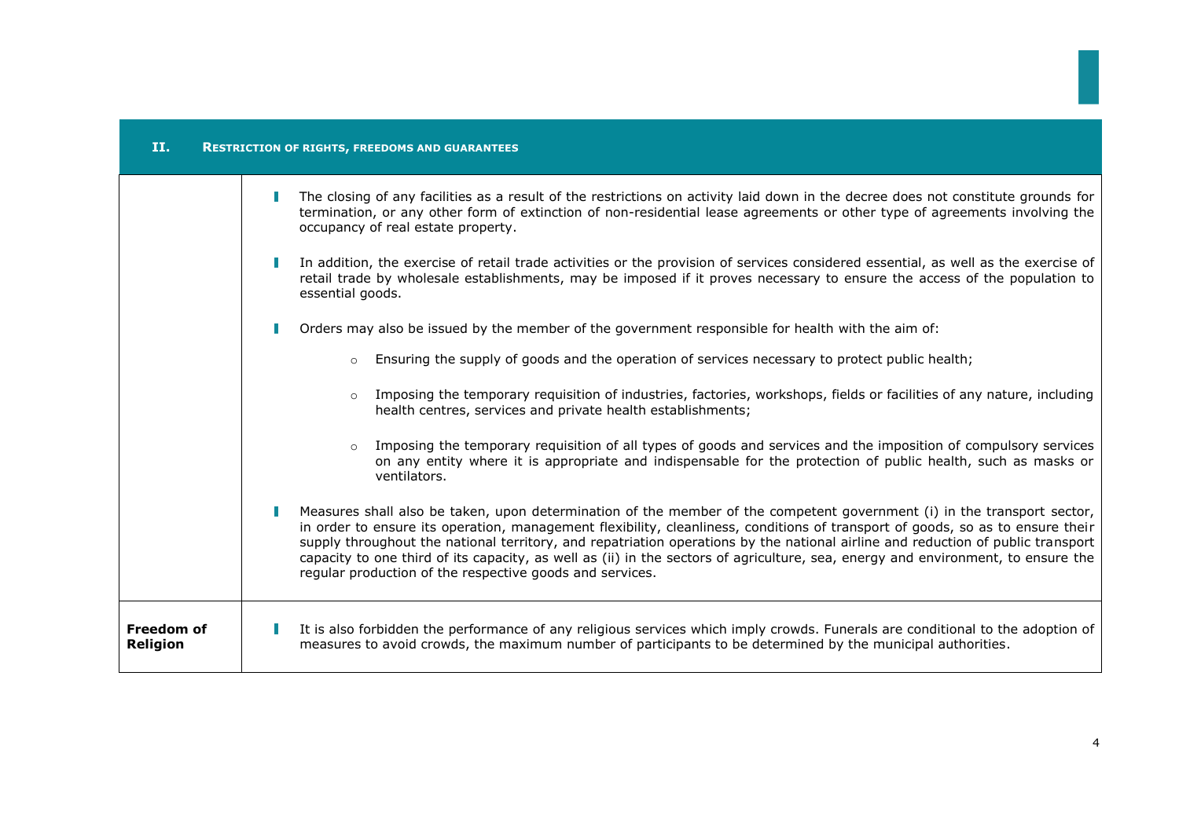| II. | RESTRICTION OF RIGHTS, FREEDOMS AND GUARANTEES |
|---|---|
| | - The closing of any facilities as a result of the restrictions on activity laid down in the decree does not constitute grounds for termination, or any other form of extinction of non-residential lease agreements or other type of agreements involving the occupancy of real estate property.<br><br>- In addition, the exercise of retail trade activities or the provision of services considered essential, as well as the exercise of retail trade by wholesale establishments, may be imposed if it proves necessary to ensure the access of the population to essential goods.<br><br>- Orders may also be issued by the member of the government responsible for health with the aim of:<br>&nbsp;&nbsp;&nbsp;&nbsp;○ Ensuring the supply of goods and the operation of services necessary to protect public health;<br>&nbsp;&nbsp;&nbsp;&nbsp;○ Imposing the temporary requisition of industries, factories, workshops, fields or facilities of any nature, including health centres, services and private health establishments;<br>&nbsp;&nbsp;&nbsp;&nbsp;○ Imposing the temporary requisition of all types of goods and services and the imposition of compulsory services on any entity where it is appropriate and indispensable for the protection of public health, such as masks or ventilators.<br><br>- Measures shall also be taken, upon determination of the member of the competent government (i) in the transport sector, in order to ensure its operation, management flexibility, cleanliness, conditions of transport of goods, so as to ensure their supply throughout the national territory, and repatriation operations by the national airline and reduction of public transport capacity to one third of its capacity, as well as (ii) in the sectors of agriculture, sea, energy and environment, to ensure the regular production of the respective goods and services. |
| **Freedom of Religion** | - It is also forbidden the performance of any religious services which imply crowds. Funerals are conditional to the adoption of measures to avoid crowds, the maximum number of participants to be determined by the municipal authorities. |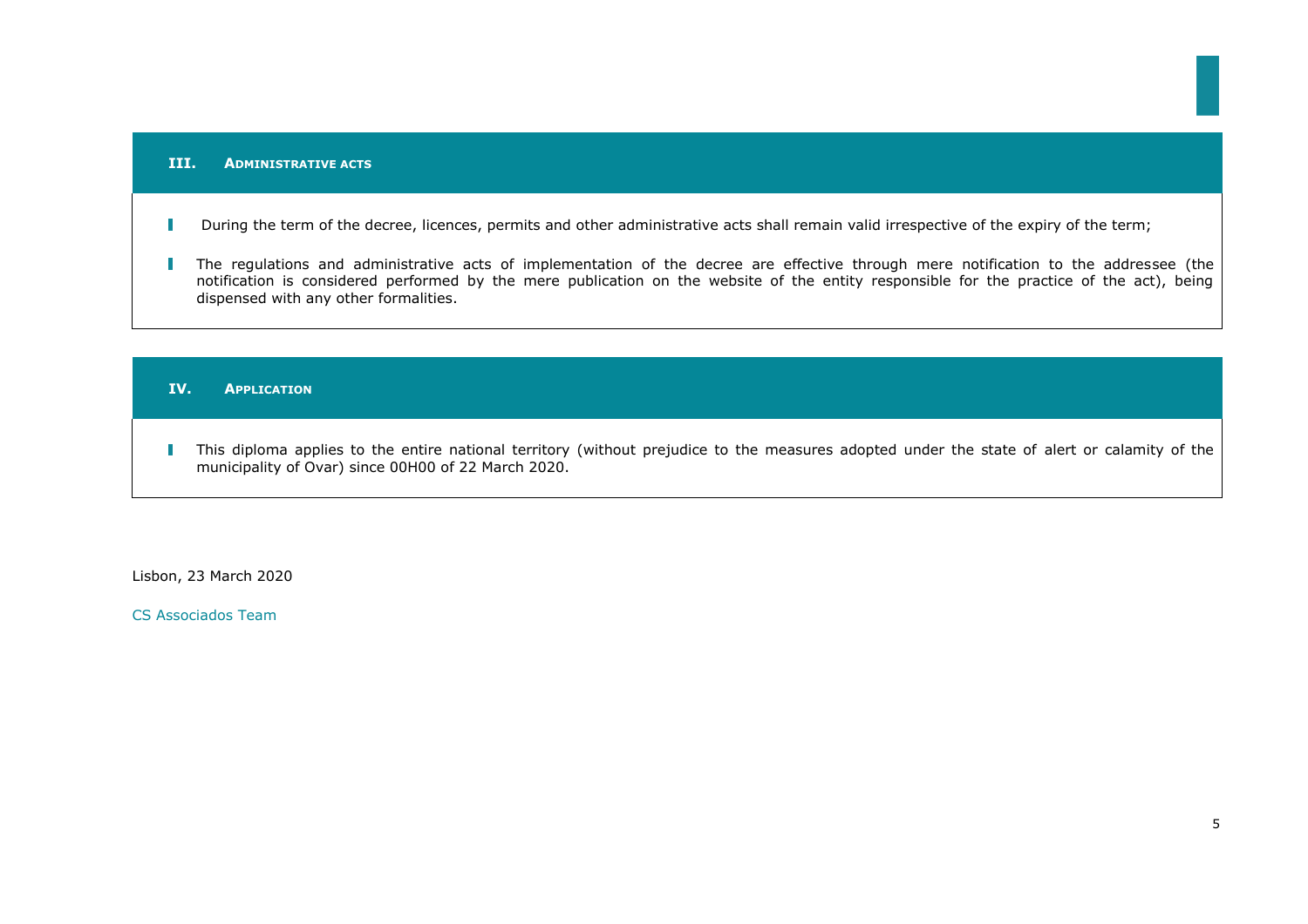## III. Administrative acts

- During the term of the decree, licences, permits and other administrative acts shall remain valid irrespective of the expiry of the term;
- The regulations and administrative acts of implementation of the decree are effective through mere notification to the addressee (the notification is considered performed by the mere publication on the website of the entity responsible for the practice of the act), being dispensed with any other formalities.

## IV. Application

- This diploma applies to the entire national territory (without prejudice to the measures adopted under the state of alert or calamity of the municipality of Ovar) since 00H00 of 22 March 2020.

Lisbon, 23 March 2020

CS Associados Team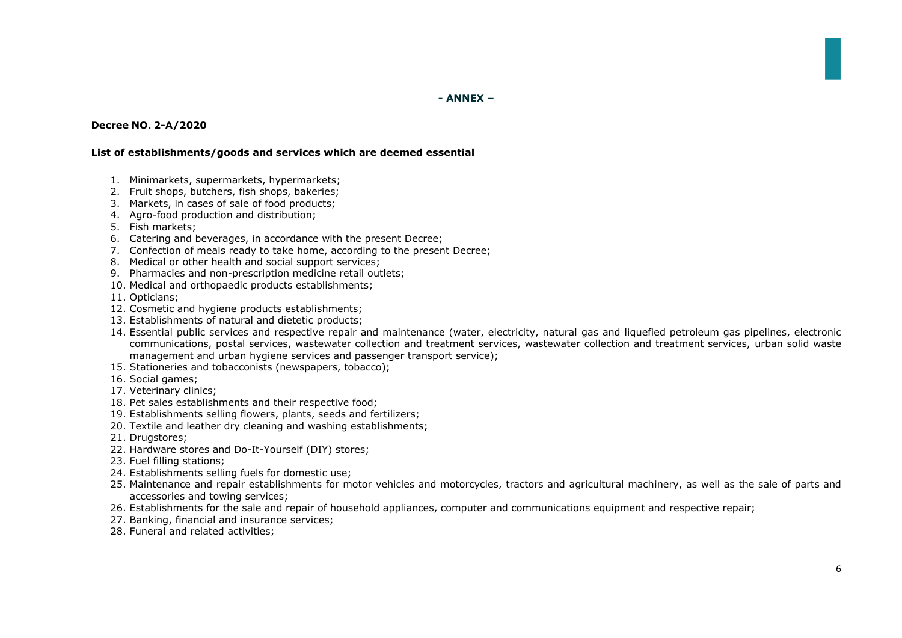**- ANNEX –**

**Decree NO. 2-A/2020**

**List of establishments/goods and services which are deemed essential**

1. Minimarkets, supermarkets, hypermarkets;
2. Fruit shops, butchers, fish shops, bakeries;
3. Markets, in cases of sale of food products;
4. Agro-food production and distribution;
5. Fish markets;
6. Catering and beverages, in accordance with the present Decree;
7. Confection of meals ready to take home, according to the present Decree;
8. Medical or other health and social support services;
9. Pharmacies and non-prescription medicine retail outlets;
10. Medical and orthopaedic products establishments;
11. Opticians;
12. Cosmetic and hygiene products establishments;
13. Establishments of natural and dietetic products;
14. Essential public services and respective repair and maintenance (water, electricity, natural gas and liquefied petroleum gas pipelines, electronic communications, postal services, wastewater collection and treatment services, wastewater collection and treatment services, urban solid waste management and urban hygiene services and passenger transport service);
15. Stationeries and tobacconists (newspapers, tobacco);
16. Social games;
17. Veterinary clinics;
18. Pet sales establishments and their respective food;
19. Establishments selling flowers, plants, seeds and fertilizers;
20. Textile and leather dry cleaning and washing establishments;
21. Drugstores;
22. Hardware stores and Do-It-Yourself (DIY) stores;
23. Fuel filling stations;
24. Establishments selling fuels for domestic use;
25. Maintenance and repair establishments for motor vehicles and motorcycles, tractors and agricultural machinery, as well as the sale of parts and accessories and towing services;
26. Establishments for the sale and repair of household appliances, computer and communications equipment and respective repair;
27. Banking, financial and insurance services;
28. Funeral and related activities;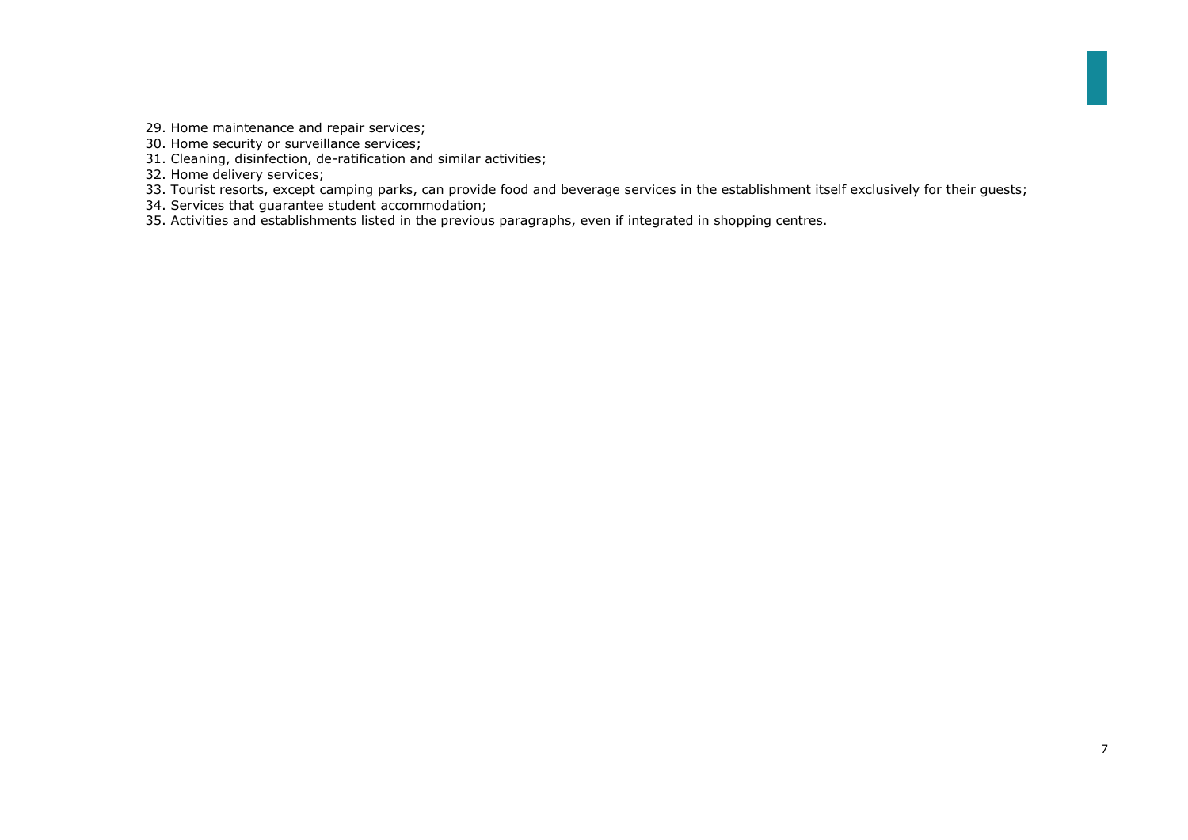29. Home maintenance and repair services;
30. Home security or surveillance services;
31. Cleaning, disinfection, de-ratification and similar activities;
32. Home delivery services;
33. Tourist resorts, except camping parks, can provide food and beverage services in the establishment itself exclusively for their guests;
34. Services that guarantee student accommodation;
35. Activities and establishments listed in the previous paragraphs, even if integrated in shopping centres.